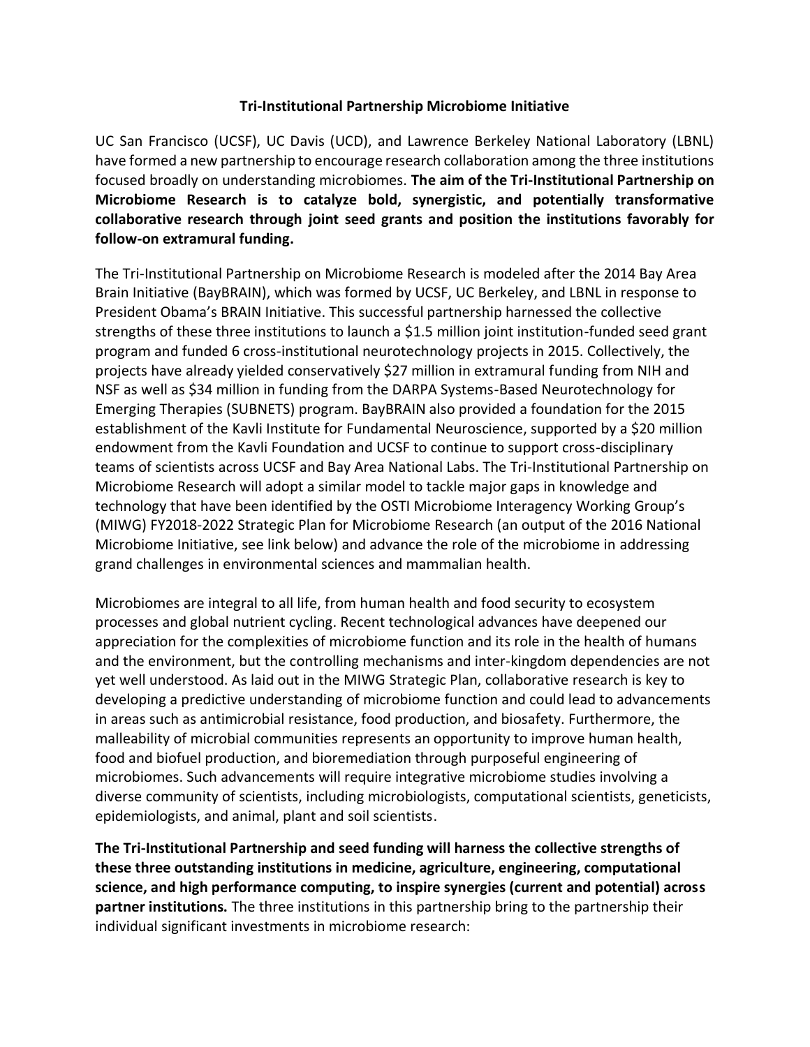# Tri-Institutional Partnership Microbiome Initiative

UC San Francisco (UCSF), UC Davis (UCD), and Lawrence Berkeley National Laboratory (LBNL) have formed a new partnership to encourage research collaboration among the three institutions focused broadly on understanding microbiomes. **The aim of the Tri-Institutional Partnership on Microbiome Research is to catalyze bold, synergistic, and potentially transformative collaborative research through joint seed grants and position the institutions favorably for follow-on extramural funding.**

The Tri-Institutional Partnership on Microbiome Research is modeled after the 2014 Bay Area Brain Initiative (BayBRAIN), which was formed by UCSF, UC Berkeley, and LBNL in response to President Obama's BRAIN Initiative. This successful partnership harnessed the collective strengths of these three institutions to launch a $1.5 million joint institution-funded seed grant program and funded 6 cross-institutional neurotechnology projects in 2015. Collectively, the projects have already yielded conservatively $27 million in extramural funding from NIH and NSF as well as $34 million in funding from the DARPA Systems-Based Neurotechnology for Emerging Therapies (SUBNETS) program. BayBRAIN also provided a foundation for the 2015 establishment of the Kavli Institute for Fundamental Neuroscience, supported by a $20 million endowment from the Kavli Foundation and UCSF to continue to support cross-disciplinary teams of scientists across UCSF and Bay Area National Labs. The Tri-Institutional Partnership on Microbiome Research will adopt a similar model to tackle major gaps in knowledge and technology that have been identified by the OSTI Microbiome Interagency Working Group's (MIWG) FY2018-2022 Strategic Plan for Microbiome Research (an output of the 2016 National Microbiome Initiative, see link below) and advance the role of the microbiome in addressing grand challenges in environmental sciences and mammalian health.

Microbiomes are integral to all life, from human health and food security to ecosystem processes and global nutrient cycling. Recent technological advances have deepened our appreciation for the complexities of microbiome function and its role in the health of humans and the environment, but the controlling mechanisms and inter-kingdom dependencies are not yet well understood. As laid out in the MIWG Strategic Plan, collaborative research is key to developing a predictive understanding of microbiome function and could lead to advancements in areas such as antimicrobial resistance, food production, and biosafety. Furthermore, the malleability of microbial communities represents an opportunity to improve human health, food and biofuel production, and bioremediation through purposeful engineering of microbiomes. Such advancements will require integrative microbiome studies involving a diverse community of scientists, including microbiologists, computational scientists, geneticists, epidemiologists, and animal, plant and soil scientists.

**The Tri-Institutional Partnership and seed funding will harness the collective strengths of these three outstanding institutions in medicine, agriculture, engineering, computational science, and high performance computing, to inspire synergies (current and potential) across partner institutions.** The three institutions in this partnership bring to the partnership their individual significant investments in microbiome research: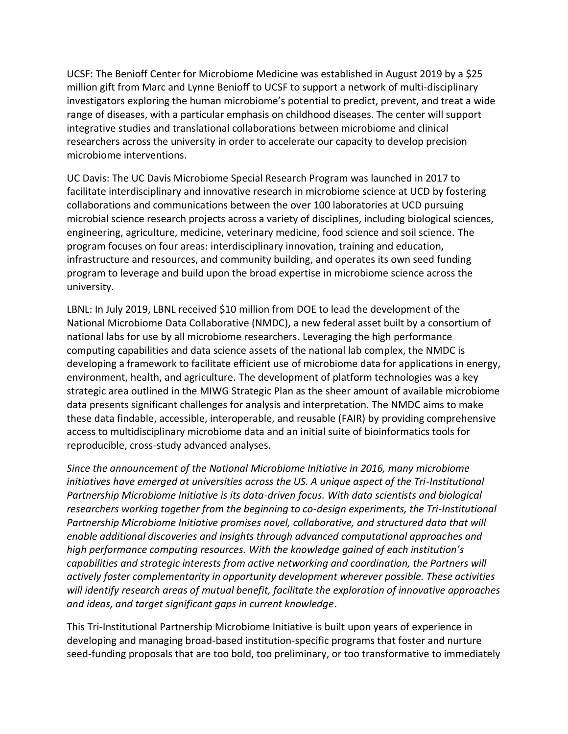UCSF: The Benioff Center for Microbiome Medicine was established in August 2019 by a $25 million gift from Marc and Lynne Benioff to UCSF to support a network of multi-disciplinary investigators exploring the human microbiome's potential to predict, prevent, and treat a wide range of diseases, with a particular emphasis on childhood diseases. The center will support integrative studies and translational collaborations between microbiome and clinical researchers across the university in order to accelerate our capacity to develop precision microbiome interventions.

UC Davis: The UC Davis Microbiome Special Research Program was launched in 2017 to facilitate interdisciplinary and innovative research in microbiome science at UCD by fostering collaborations and communications between the over 100 laboratories at UCD pursuing microbial science research projects across a variety of disciplines, including biological sciences, engineering, agriculture, medicine, veterinary medicine, food science and soil science. The program focuses on four areas: interdisciplinary innovation, training and education, infrastructure and resources, and community building, and operates its own seed funding program to leverage and build upon the broad expertise in microbiome science across the university.

LBNL: In July 2019, LBNL received $10 million from DOE to lead the development of the National Microbiome Data Collaborative (NMDC), a new federal asset built by a consortium of national labs for use by all microbiome researchers. Leveraging the high performance computing capabilities and data science assets of the national lab complex, the NMDC is developing a framework to facilitate efficient use of microbiome data for applications in energy, environment, health, and agriculture. The development of platform technologies was a key strategic area outlined in the MIWG Strategic Plan as the sheer amount of available microbiome data presents significant challenges for analysis and interpretation. The NMDC aims to make these data findable, accessible, interoperable, and reusable (FAIR) by providing comprehensive access to multidisciplinary microbiome data and an initial suite of bioinformatics tools for reproducible, cross-study advanced analyses.

*Since the announcement of the National Microbiome Initiative in 2016, many microbiome initiatives have emerged at universities across the US. A unique aspect of the Tri-Institutional Partnership Microbiome Initiative is its data-driven focus. With data scientists and biological researchers working together from the beginning to co-design experiments, the Tri-Institutional Partnership Microbiome Initiative promises novel, collaborative, and structured data that will enable additional discoveries and insights through advanced computational approaches and high performance computing resources. With the knowledge gained of each institution's capabilities and strategic interests from active networking and coordination, the Partners will actively foster complementarity in opportunity development wherever possible. These activities will identify research areas of mutual benefit, facilitate the exploration of innovative approaches and ideas, and target significant gaps in current knowledge*.

This Tri-Institutional Partnership Microbiome Initiative is built upon years of experience in developing and managing broad-based institution-specific programs that foster and nurture seed-funding proposals that are too bold, too preliminary, or too transformative to immediately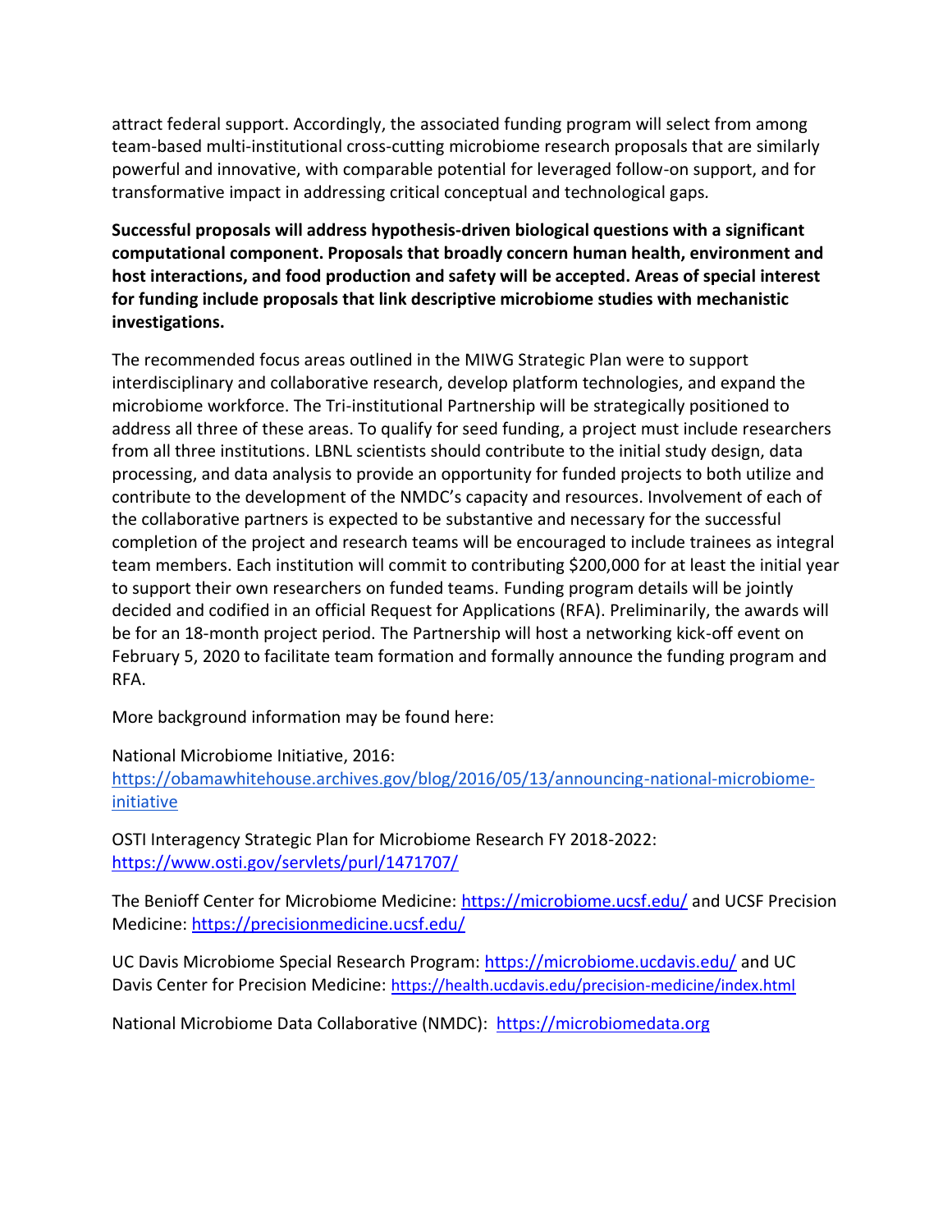attract federal support. Accordingly, the associated funding program will select from among team-based multi-institutional cross-cutting microbiome research proposals that are similarly powerful and innovative, with comparable potential for leveraged follow-on support, and for transformative impact in addressing critical conceptual and technological gaps.

**Successful proposals will address hypothesis-driven biological questions with a significant computational component. Proposals that broadly concern human health, environment and host interactions, and food production and safety will be accepted. Areas of special interest for funding include proposals that link descriptive microbiome studies with mechanistic investigations.**

The recommended focus areas outlined in the MIWG Strategic Plan were to support interdisciplinary and collaborative research, develop platform technologies, and expand the microbiome workforce. The Tri-institutional Partnership will be strategically positioned to address all three of these areas. To qualify for seed funding, a project must include researchers from all three institutions. LBNL scientists should contribute to the initial study design, data processing, and data analysis to provide an opportunity for funded projects to both utilize and contribute to the development of the NMDC's capacity and resources. Involvement of each of the collaborative partners is expected to be substantive and necessary for the successful completion of the project and research teams will be encouraged to include trainees as integral team members. Each institution will commit to contributing $200,000 for at least the initial year to support their own researchers on funded teams. Funding program details will be jointly decided and codified in an official Request for Applications (RFA). Preliminarily, the awards will be for an 18-month project period. The Partnership will host a networking kick-off event on February 5, 2020 to facilitate team formation and formally announce the funding program and RFA.

More background information may be found here:

National Microbiome Initiative, 2016:
[https://obamawhitehouse.archives.gov/blog/2016/05/13/announcing-national-microbiome-initiative](https://obamawhitehouse.archives.gov/blog/2016/05/13/announcing-national-microbiome-initiative)

OSTI Interagency Strategic Plan for Microbiome Research FY 2018-2022:
[https://www.osti.gov/servlets/purl/1471707/](https://www.osti.gov/servlets/purl/1471707/)

The Benioff Center for Microbiome Medicine: [https://microbiome.ucsf.edu/](https://microbiome.ucsf.edu/) and UCSF Precision Medicine: [https://precisionmedicine.ucsf.edu/](https://precisionmedicine.ucsf.edu/)

UC Davis Microbiome Special Research Program: [https://microbiome.ucdavis.edu/](https://microbiome.ucdavis.edu/) and UC Davis Center for Precision Medicine: [https://health.ucdavis.edu/precision-medicine/index.html](https://health.ucdavis.edu/precision-medicine/index.html)

National Microbiome Data Collaborative (NMDC): [https://microbiomedata.org](https://microbiomedata.org)